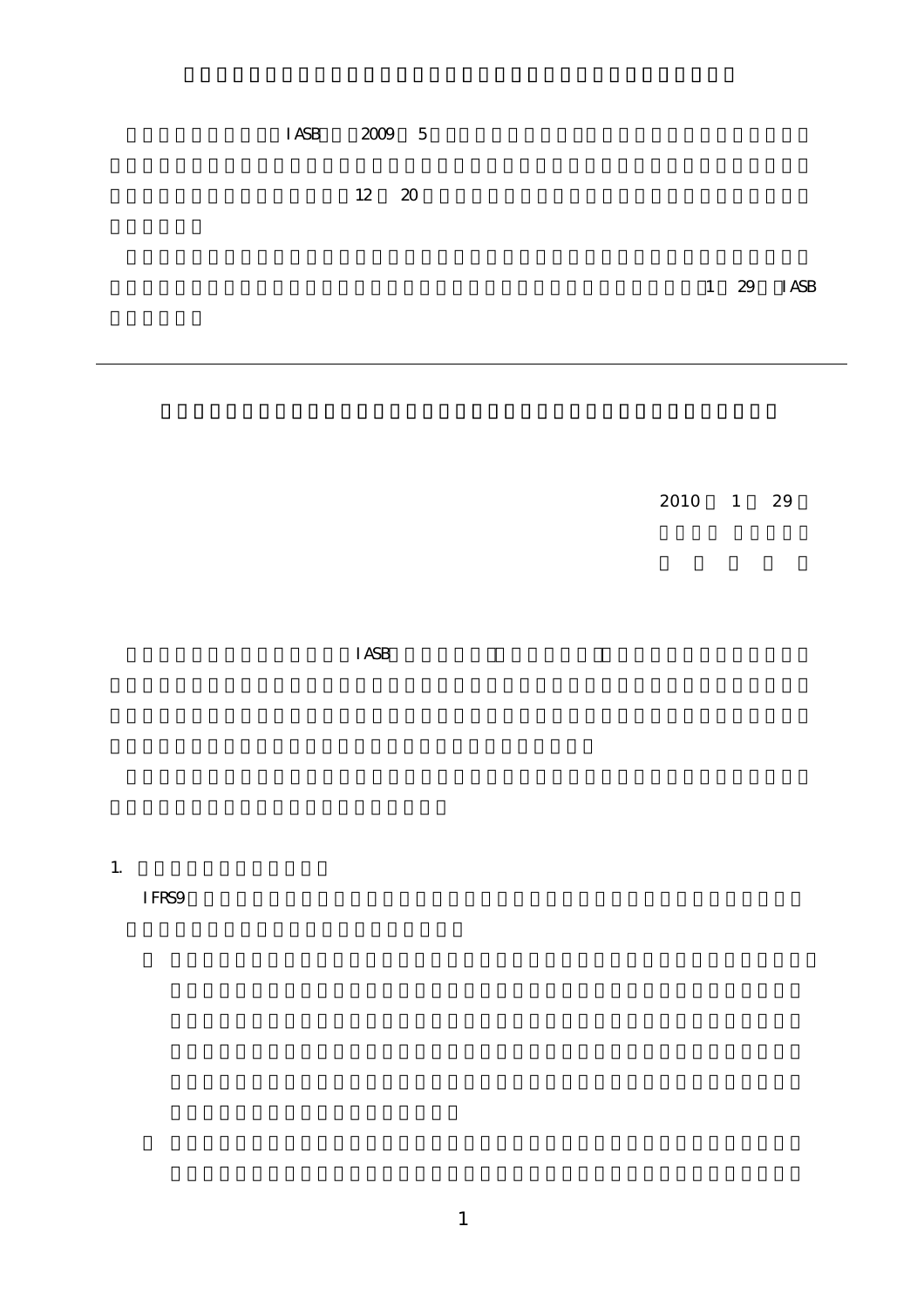IASB 2009 5

12 20

1 29 IASB

---

2010 1 29

IASB

1.

IFRS9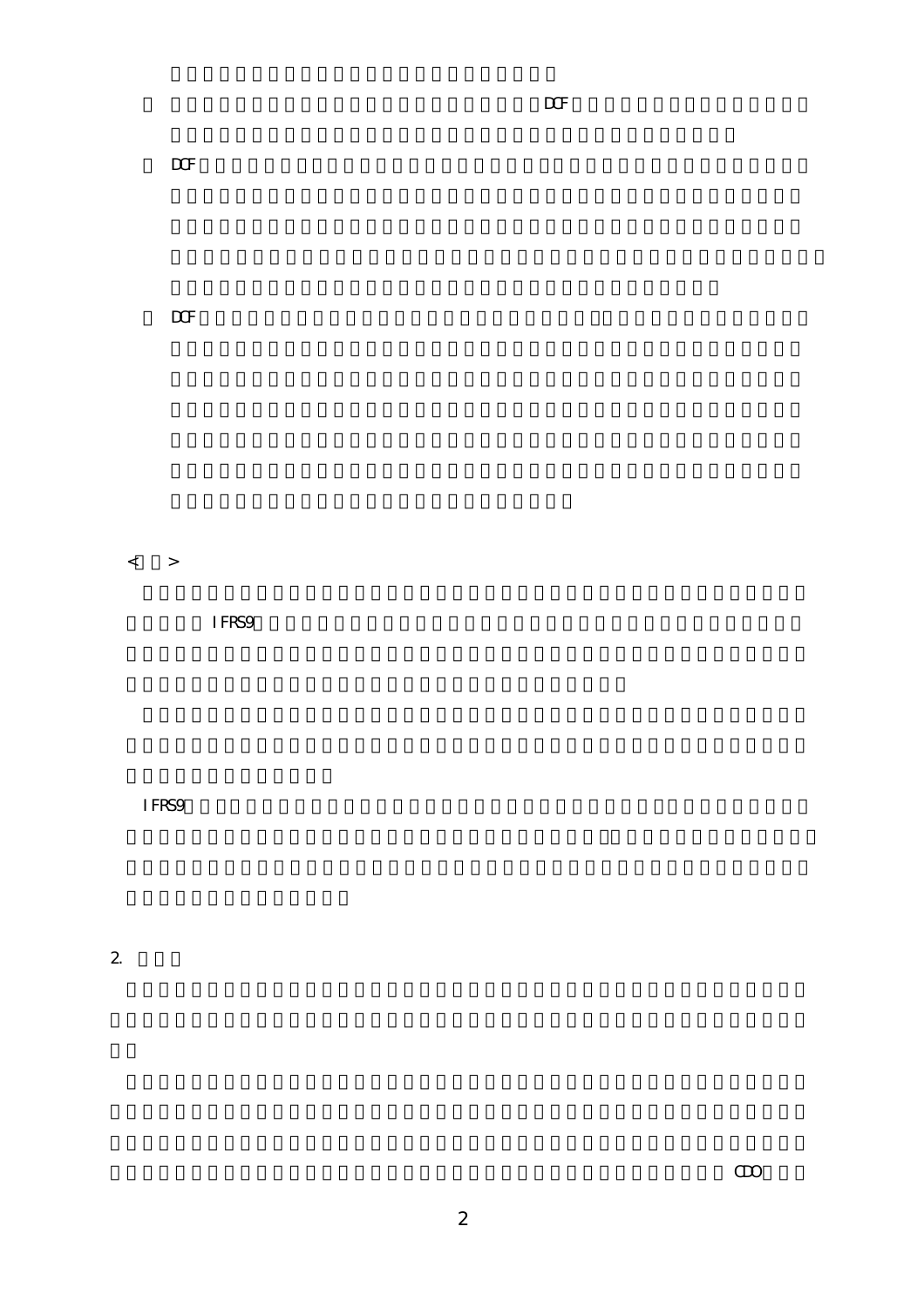DCF

DCF

DCF

<  >

IFRS9

IFRS9

2.

CDO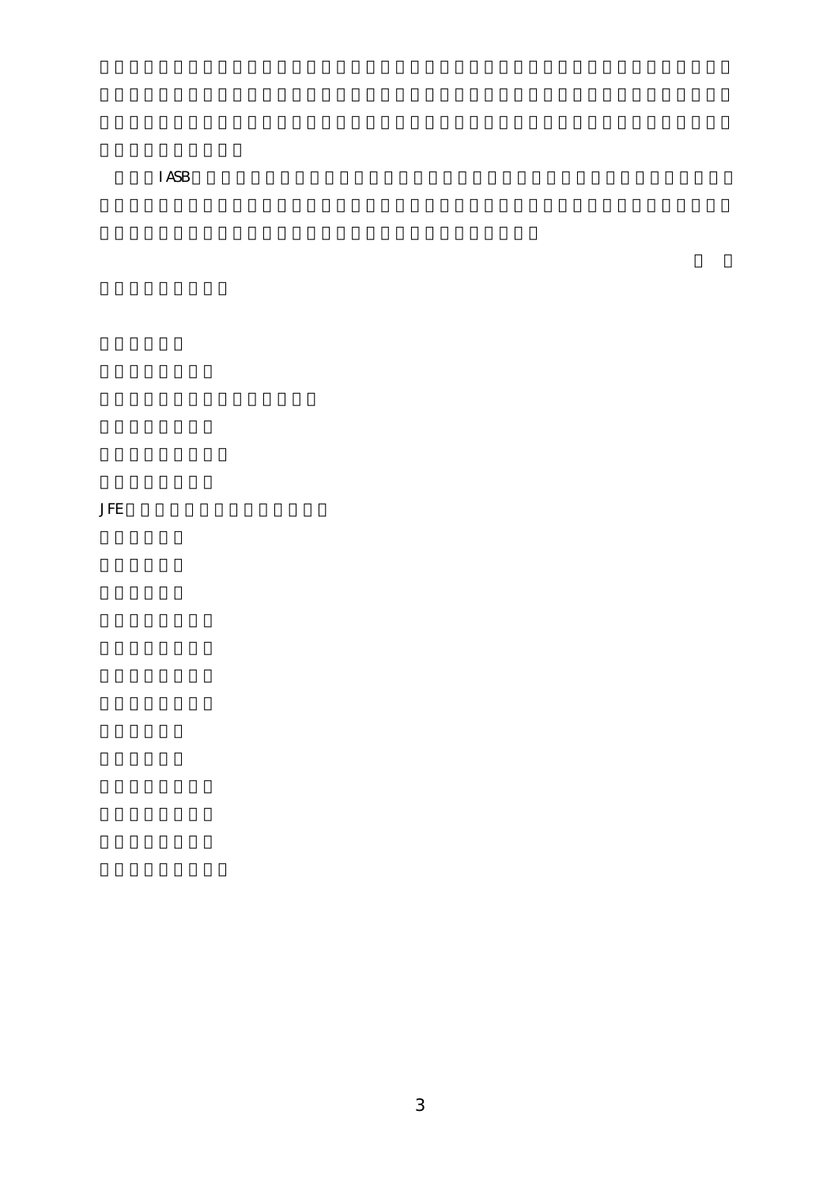IASB

JFE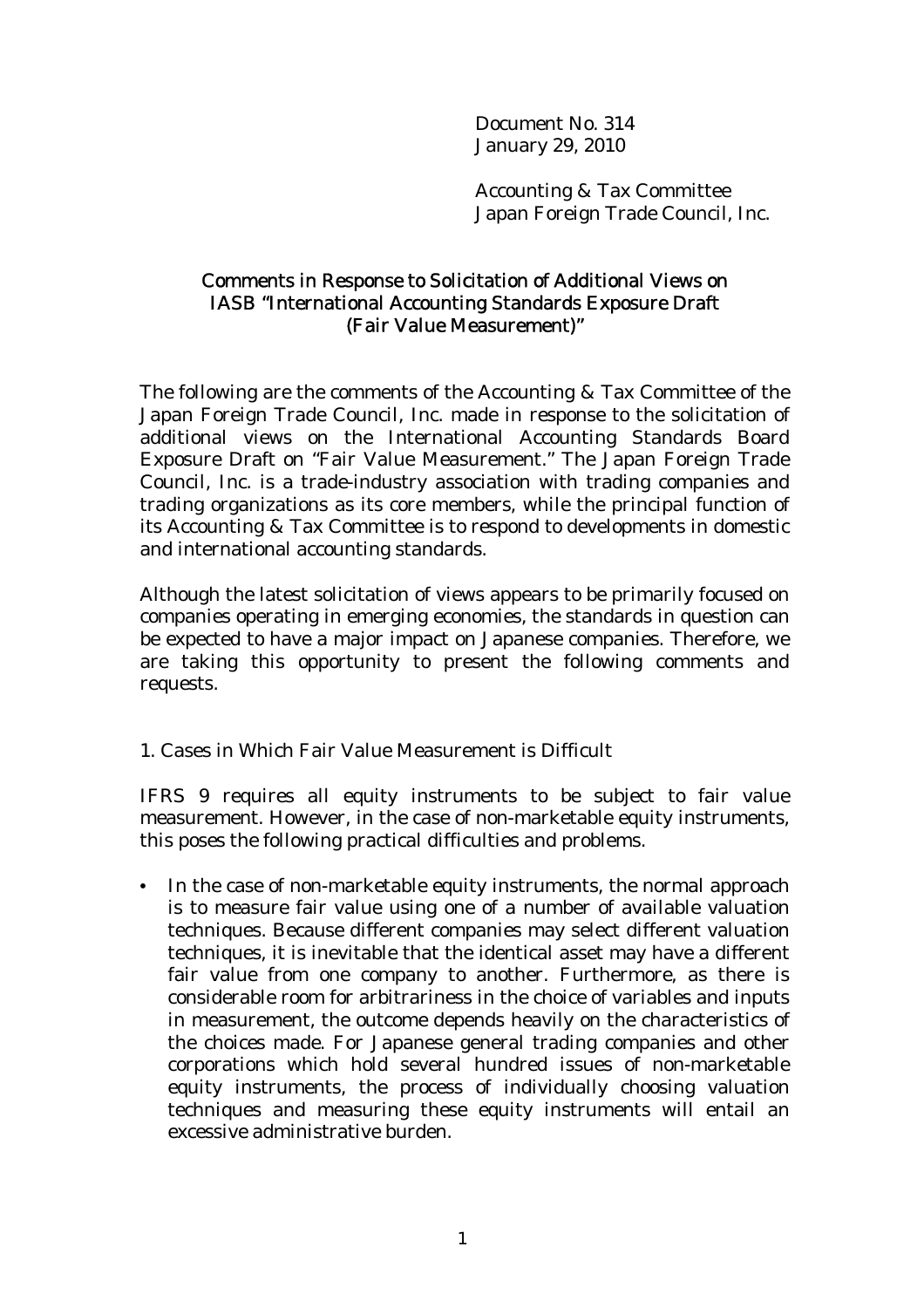Document No. 314
January 29, 2010

Accounting & Tax Committee
Japan Foreign Trade Council, Inc.

# Comments in Response to Solicitation of Additional Views on IASB "International Accounting Standards Exposure Draft (Fair Value Measurement)"

The following are the comments of the Accounting & Tax Committee of the Japan Foreign Trade Council, Inc. made in response to the solicitation of additional views on the International Accounting Standards Board Exposure Draft on "Fair Value Measurement." The Japan Foreign Trade Council, Inc. is a trade-industry association with trading companies and trading organizations as its core members, while the principal function of its Accounting & Tax Committee is to respond to developments in domestic and international accounting standards.

Although the latest solicitation of views appears to be primarily focused on companies operating in emerging economies, the standards in question can be expected to have a major impact on Japanese companies. Therefore, we are taking this opportunity to present the following comments and requests.

## 1. Cases in Which Fair Value Measurement is Difficult

IFRS 9 requires all equity instruments to be subject to fair value measurement. However, in the case of non-marketable equity instruments, this poses the following practical difficulties and problems.

- In the case of non-marketable equity instruments, the normal approach is to measure fair value using one of a number of available valuation techniques. Because different companies may select different valuation techniques, it is inevitable that the identical asset may have a different fair value from one company to another. Furthermore, as there is considerable room for arbitrariness in the choice of variables and inputs in measurement, the outcome depends heavily on the characteristics of the choices made. For Japanese general trading companies and other corporations which hold several hundred issues of non-marketable equity instruments, the process of individually choosing valuation techniques and measuring these equity instruments will entail an excessive administrative burden.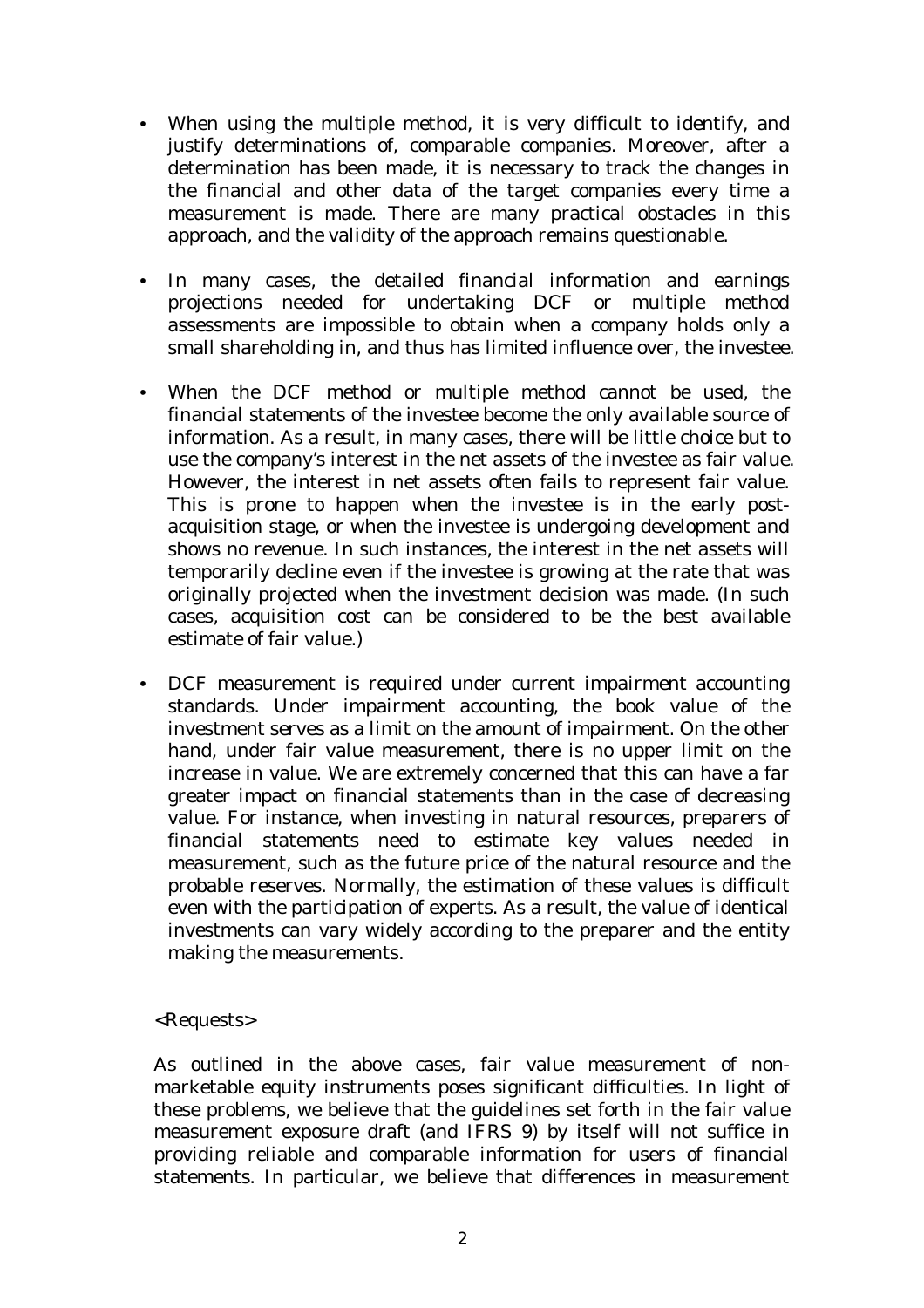- When using the multiple method, it is very difficult to identify, and justify determinations of, comparable companies. Moreover, after a determination has been made, it is necessary to track the changes in the financial and other data of the target companies every time a measurement is made. There are many practical obstacles in this approach, and the validity of the approach remains questionable.

- In many cases, the detailed financial information and earnings projections needed for undertaking DCF or multiple method assessments are impossible to obtain when a company holds only a small shareholding in, and thus has limited influence over, the investee.

- When the DCF method or multiple method cannot be used, the financial statements of the investee become the only available source of information. As a result, in many cases, there will be little choice but to use the company's interest in the net assets of the investee as fair value. However, the interest in net assets often fails to represent fair value. This is prone to happen when the investee is in the early post-acquisition stage, or when the investee is undergoing development and shows no revenue. In such instances, the interest in the net assets will temporarily decline even if the investee is growing at the rate that was originally projected when the investment decision was made. (In such cases, acquisition cost can be considered to be the best available estimate of fair value.)

- DCF measurement is required under current impairment accounting standards. Under impairment accounting, the book value of the investment serves as a limit on the amount of impairment. On the other hand, under fair value measurement, there is no upper limit on the increase in value. We are extremely concerned that this can have a far greater impact on financial statements than in the case of decreasing value. For instance, when investing in natural resources, preparers of financial statements need to estimate key values needed in measurement, such as the future price of the natural resource and the probable reserves. Normally, the estimation of these values is difficult even with the participation of experts. As a result, the value of identical investments can vary widely according to the preparer and the entity making the measurements.

<Requests>

As outlined in the above cases, fair value measurement of non-marketable equity instruments poses significant difficulties. In light of these problems, we believe that the guidelines set forth in the fair value measurement exposure draft (and IFRS 9) by itself will not suffice in providing reliable and comparable information for users of financial statements. In particular, we believe that differences in measurement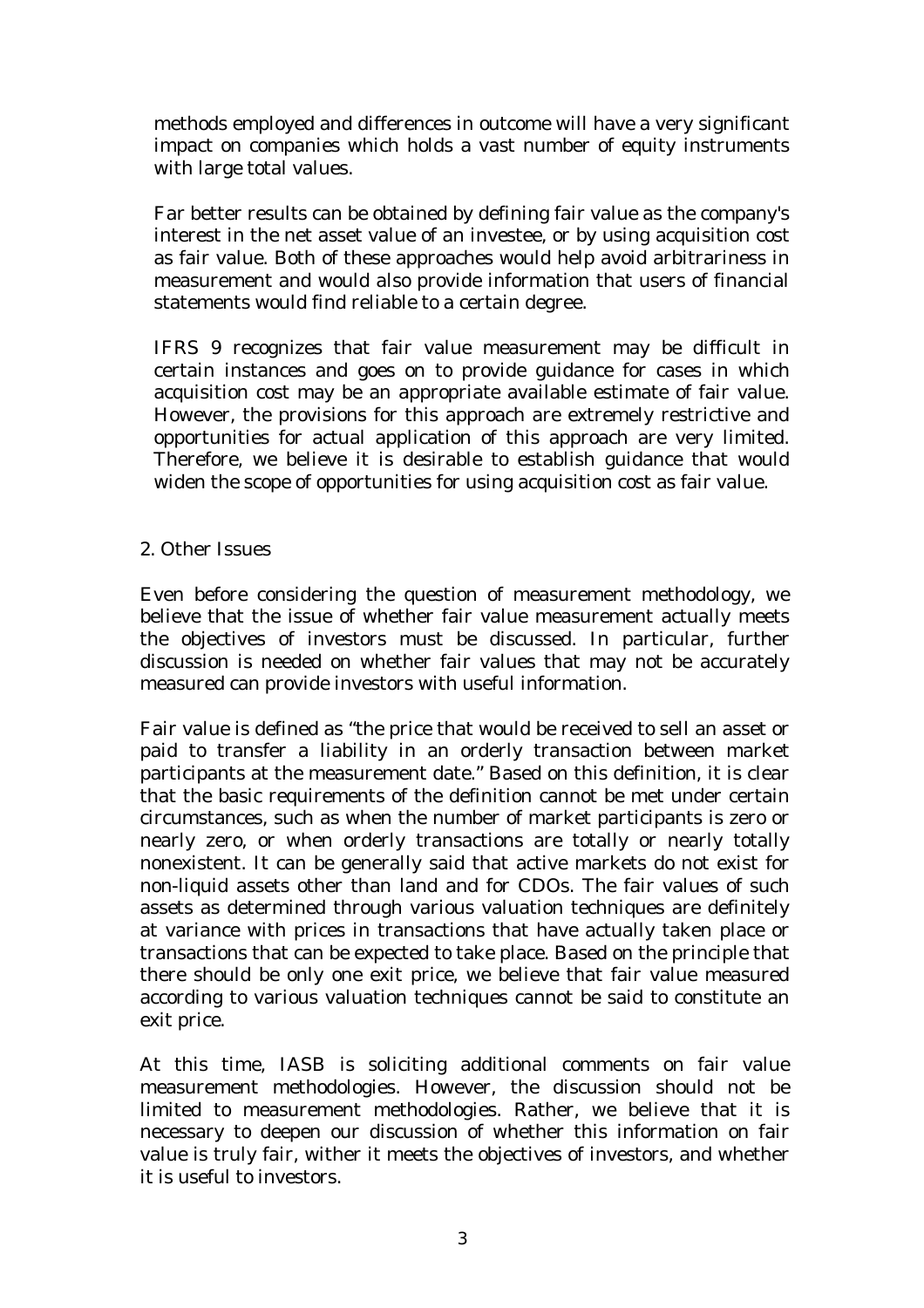methods employed and differences in outcome will have a very significant impact on companies which holds a vast number of equity instruments with large total values.

Far better results can be obtained by defining fair value as the company's interest in the net asset value of an investee, or by using acquisition cost as fair value. Both of these approaches would help avoid arbitrariness in measurement and would also provide information that users of financial statements would find reliable to a certain degree.

IFRS 9 recognizes that fair value measurement may be difficult in certain instances and goes on to provide guidance for cases in which acquisition cost may be an appropriate available estimate of fair value. However, the provisions for this approach are extremely restrictive and opportunities for actual application of this approach are very limited. Therefore, we believe it is desirable to establish guidance that would widen the scope of opportunities for using acquisition cost as fair value.

2. Other Issues

Even before considering the question of measurement methodology, we believe that the issue of whether fair value measurement actually meets the objectives of investors must be discussed. In particular, further discussion is needed on whether fair values that may not be accurately measured can provide investors with useful information.

Fair value is defined as "the price that would be received to sell an asset or paid to transfer a liability in an orderly transaction between market participants at the measurement date." Based on this definition, it is clear that the basic requirements of the definition cannot be met under certain circumstances, such as when the number of market participants is zero or nearly zero, or when orderly transactions are totally or nearly totally nonexistent. It can be generally said that active markets do not exist for non-liquid assets other than land and for CDOs. The fair values of such assets as determined through various valuation techniques are definitely at variance with prices in transactions that have actually taken place or transactions that can be expected to take place. Based on the principle that there should be only one exit price, we believe that fair value measured according to various valuation techniques cannot be said to constitute an exit price.

At this time, IASB is soliciting additional comments on fair value measurement methodologies. However, the discussion should not be limited to measurement methodologies. Rather, we believe that it is necessary to deepen our discussion of whether this information on fair value is truly fair, wither it meets the objectives of investors, and whether it is useful to investors.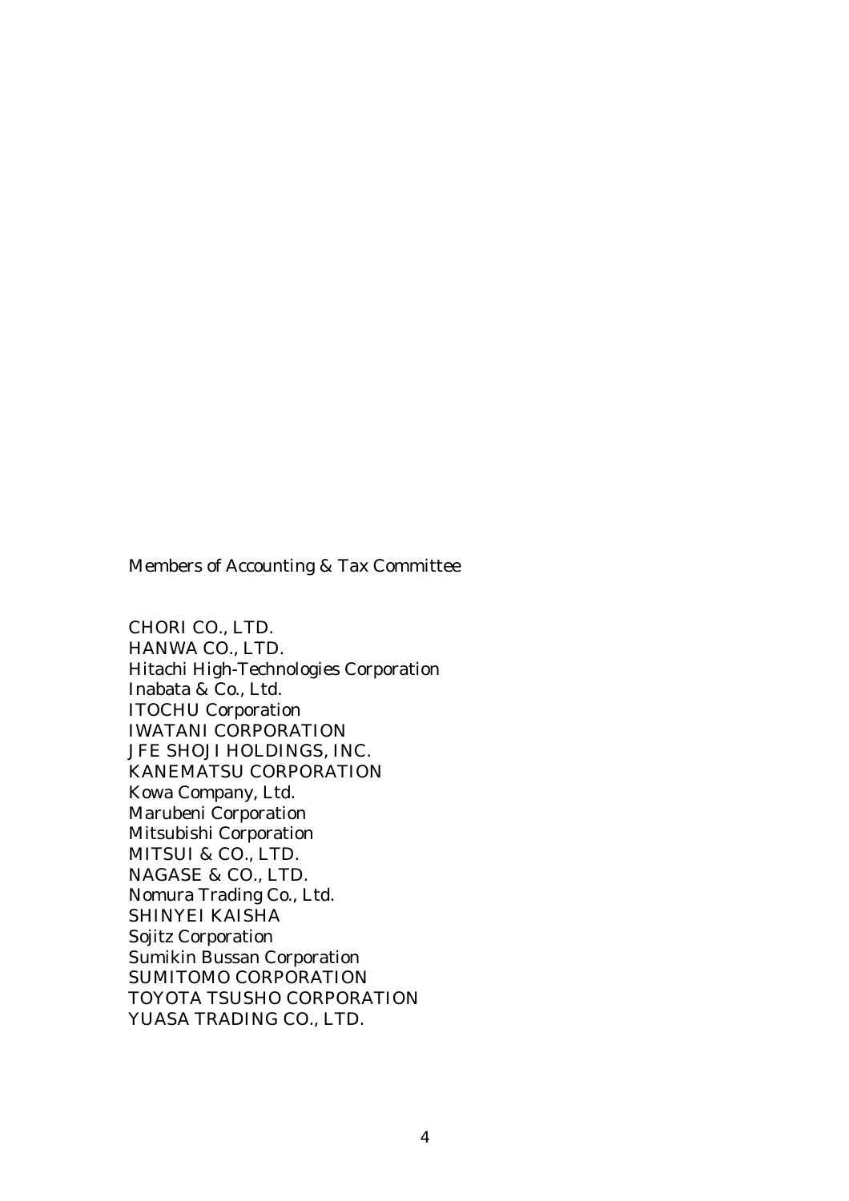Members of Accounting & Tax Committee

CHORI CO., LTD.
HANWA CO., LTD.
Hitachi High-Technologies Corporation
Inabata & Co., Ltd.
ITOCHU Corporation
IWATANI CORPORATION
JFE SHOJI HOLDINGS, INC.
KANEMATSU CORPORATION
Kowa Company, Ltd.
Marubeni Corporation
Mitsubishi Corporation
MITSUI & CO., LTD.
NAGASE & CO., LTD.
Nomura Trading Co., Ltd.
SHINYEI KAISHA
Sojitz Corporation
Sumikin Bussan Corporation
SUMITOMO CORPORATION
TOYOTA TSUSHO CORPORATION
YUASA TRADING CO., LTD.